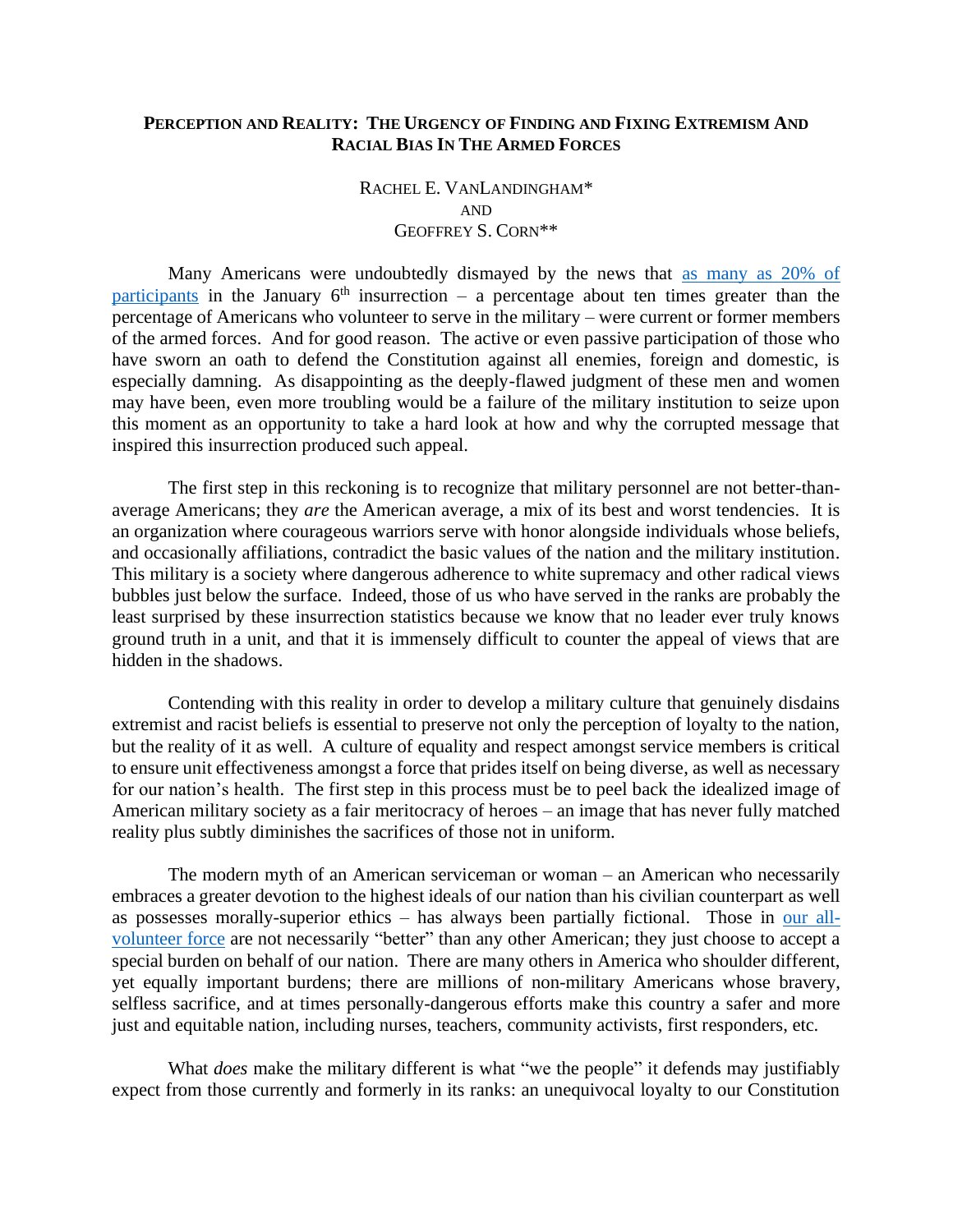# PERCEPTION AND REALITY: THE URGENCY OF FINDING AND FIXING EXTREMISM AND RACIAL BIAS IN THE ARMED FORCES

RACHEL E. VANLANDINGHAM*
AND
GEOFFREY S. CORN**

Many Americans were undoubtedly dismayed by the news that as many as 20% of participants in the January 6th insurrection – a percentage about ten times greater than the percentage of Americans who volunteer to serve in the military – were current or former members of the armed forces. And for good reason. The active or even passive participation of those who have sworn an oath to defend the Constitution against all enemies, foreign and domestic, is especially damning. As disappointing as the deeply-flawed judgment of these men and women may have been, even more troubling would be a failure of the military institution to seize upon this moment as an opportunity to take a hard look at how and why the corrupted message that inspired this insurrection produced such appeal.

The first step in this reckoning is to recognize that military personnel are not better-than-average Americans; they *are* the American average, a mix of its best and worst tendencies. It is an organization where courageous warriors serve with honor alongside individuals whose beliefs, and occasionally affiliations, contradict the basic values of the nation and the military institution. This military is a society where dangerous adherence to white supremacy and other radical views bubbles just below the surface. Indeed, those of us who have served in the ranks are probably the least surprised by these insurrection statistics because we know that no leader ever truly knows ground truth in a unit, and that it is immensely difficult to counter the appeal of views that are hidden in the shadows.

Contending with this reality in order to develop a military culture that genuinely disdains extremist and racist beliefs is essential to preserve not only the perception of loyalty to the nation, but the reality of it as well. A culture of equality and respect amongst service members is critical to ensure unit effectiveness amongst a force that prides itself on being diverse, as well as necessary for our nation's health. The first step in this process must be to peel back the idealized image of American military society as a fair meritocracy of heroes – an image that has never fully matched reality plus subtly diminishes the sacrifices of those not in uniform.

The modern myth of an American serviceman or woman – an American who necessarily embraces a greater devotion to the highest ideals of our nation than his civilian counterpart as well as possesses morally-superior ethics – has always been partially fictional. Those in our all-volunteer force are not necessarily "better" than any other American; they just choose to accept a special burden on behalf of our nation. There are many others in America who shoulder different, yet equally important burdens; there are millions of non-military Americans whose bravery, selfless sacrifice, and at times personally-dangerous efforts make this country a safer and more just and equitable nation, including nurses, teachers, community activists, first responders, etc.

What *does* make the military different is what "we the people" it defends may justifiably expect from those currently and formerly in its ranks: an unequivocal loyalty to our Constitution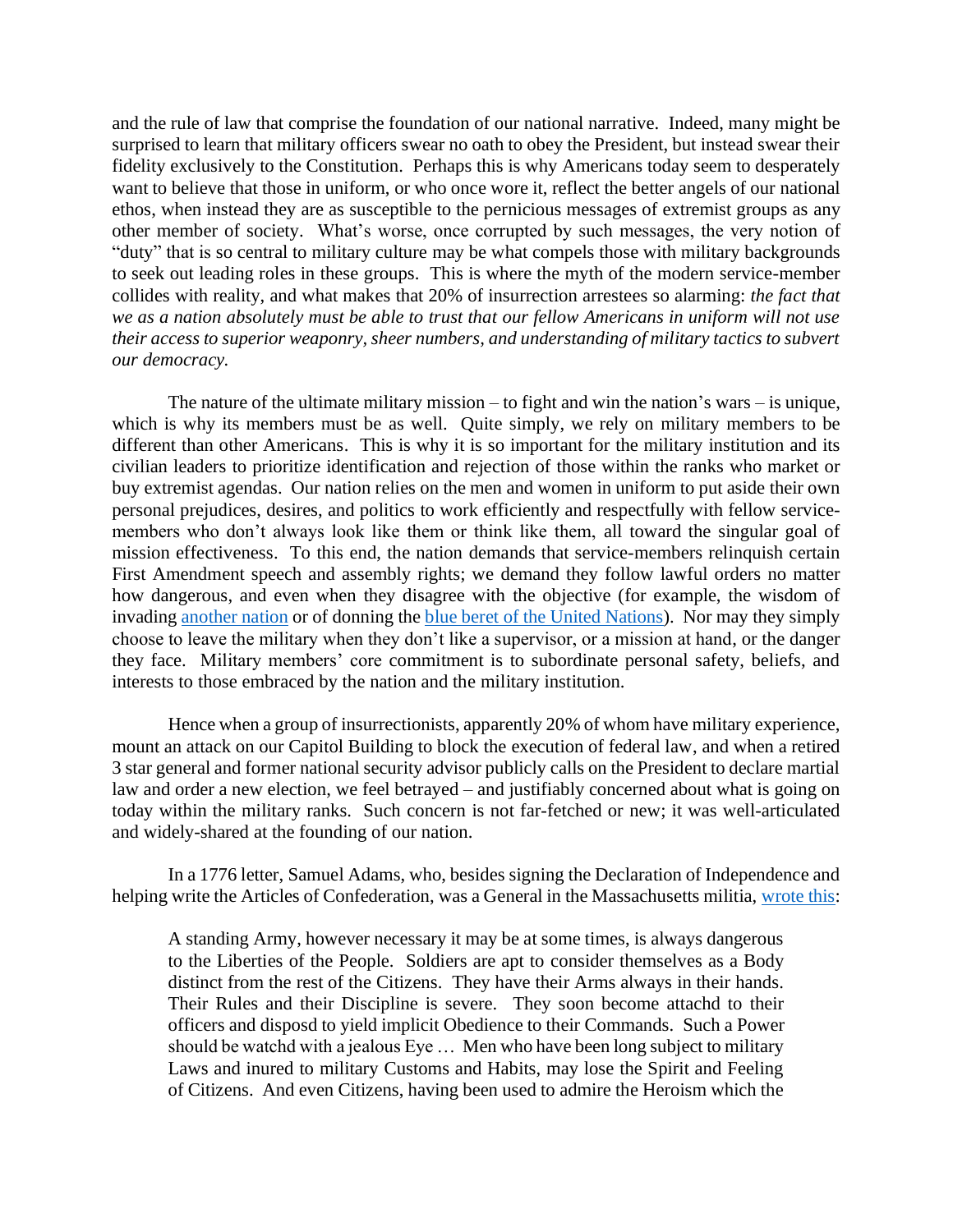and the rule of law that comprise the foundation of our national narrative. Indeed, many might be surprised to learn that military officers swear no oath to obey the President, but instead swear their fidelity exclusively to the Constitution. Perhaps this is why Americans today seem to desperately want to believe that those in uniform, or who once wore it, reflect the better angels of our national ethos, when instead they are as susceptible to the pernicious messages of extremist groups as any other member of society. What's worse, once corrupted by such messages, the very notion of "duty" that is so central to military culture may be what compels those with military backgrounds to seek out leading roles in these groups. This is where the myth of the modern service-member collides with reality, and what makes that 20% of insurrection arrestees so alarming: *the fact that we as a nation absolutely must be able to trust that our fellow Americans in uniform will not use their access to superior weaponry, sheer numbers, and understanding of military tactics to subvert our democracy.*

The nature of the ultimate military mission – to fight and win the nation's wars – is unique, which is why its members must be as well. Quite simply, we rely on military members to be different than other Americans. This is why it is so important for the military institution and its civilian leaders to prioritize identification and rejection of those within the ranks who market or buy extremist agendas. Our nation relies on the men and women in uniform to put aside their own personal prejudices, desires, and politics to work efficiently and respectfully with fellow service-members who don't always look like them or think like them, all toward the singular goal of mission effectiveness. To this end, the nation demands that service-members relinquish certain First Amendment speech and assembly rights; we demand they follow lawful orders no matter how dangerous, and even when they disagree with the objective (for example, the wisdom of invading [another nation] or of donning the [blue beret of the United Nations]). Nor may they simply choose to leave the military when they don't like a supervisor, or a mission at hand, or the danger they face. Military members' core commitment is to subordinate personal safety, beliefs, and interests to those embraced by the nation and the military institution.

Hence when a group of insurrectionists, apparently 20% of whom have military experience, mount an attack on our Capitol Building to block the execution of federal law, and when a retired 3 star general and former national security advisor publicly calls on the President to declare martial law and order a new election, we feel betrayed – and justifiably concerned about what is going on today within the military ranks. Such concern is not far-fetched or new; it was well-articulated and widely-shared at the founding of our nation.

In a 1776 letter, Samuel Adams, who, besides signing the Declaration of Independence and helping write the Articles of Confederation, was a General in the Massachusetts militia, [wrote this]:

> A standing Army, however necessary it may be at some times, is always dangerous to the Liberties of the People. Soldiers are apt to consider themselves as a Body distinct from the rest of the Citizens. They have their Arms always in their hands. Their Rules and their Discipline is severe. They soon become attachd to their officers and disposd to yield implicit Obedience to their Commands. Such a Power should be watchd with a jealous Eye … Men who have been long subject to military Laws and inured to military Customs and Habits, may lose the Spirit and Feeling of Citizens. And even Citizens, having been used to admire the Heroism which the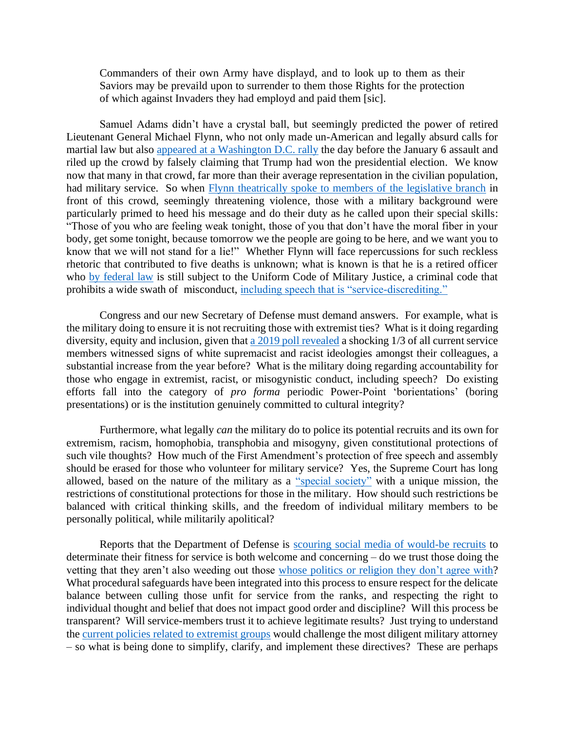> Commanders of their own Army have displayd, and to look up to them as their Saviors may be prevaild upon to surrender to them those Rights for the protection of which against Invaders they had employd and paid them [sic].

Samuel Adams didn't have a crystal ball, but seemingly predicted the power of retired Lieutenant General Michael Flynn, who not only made un-American and legally absurd calls for martial law but also appeared at a Washington D.C. rally the day before the January 6 assault and riled up the crowd by falsely claiming that Trump had won the presidential election. We know now that many in that crowd, far more than their average representation in the civilian population, had military service. So when Flynn theatrically spoke to members of the legislative branch in front of this crowd, seemingly threatening violence, those with a military background were particularly primed to heed his message and do their duty as he called upon their special skills: "Those of you who are feeling weak tonight, those of you that don't have the moral fiber in your body, get some tonight, because tomorrow we the people are going to be here, and we want you to know that we will not stand for a lie!" Whether Flynn will face repercussions for such reckless rhetoric that contributed to five deaths is unknown; what is known is that he is a retired officer who by federal law is still subject to the Uniform Code of Military Justice, a criminal code that prohibits a wide swath of misconduct, including speech that is "service-discrediting."

Congress and our new Secretary of Defense must demand answers. For example, what is the military doing to ensure it is not recruiting those with extremist ties? What is it doing regarding diversity, equity and inclusion, given that a 2019 poll revealed a shocking 1/3 of all current service members witnessed signs of white supremacist and racist ideologies amongst their colleagues, a substantial increase from the year before? What is the military doing regarding accountability for those who engage in extremist, racist, or misogynistic conduct, including speech? Do existing efforts fall into the category of *pro forma* periodic Power-Point 'borientations' (boring presentations) or is the institution genuinely committed to cultural integrity?

Furthermore, what legally *can* the military do to police its potential recruits and its own for extremism, racism, homophobia, transphobia and misogyny, given constitutional protections of such vile thoughts? How much of the First Amendment's protection of free speech and assembly should be erased for those who volunteer for military service? Yes, the Supreme Court has long allowed, based on the nature of the military as a "special society" with a unique mission, the restrictions of constitutional protections for those in the military. How should such restrictions be balanced with critical thinking skills, and the freedom of individual military members to be personally political, while militarily apolitical?

Reports that the Department of Defense is scouring social media of would-be recruits to determinate their fitness for service is both welcome and concerning – do we trust those doing the vetting that they aren't also weeding out those whose politics or religion they don't agree with? What procedural safeguards have been integrated into this process to ensure respect for the delicate balance between culling those unfit for service from the ranks, and respecting the right to individual thought and belief that does not impact good order and discipline? Will this process be transparent? Will service-members trust it to achieve legitimate results? Just trying to understand the current policies related to extremist groups would challenge the most diligent military attorney – so what is being done to simplify, clarify, and implement these directives? These are perhaps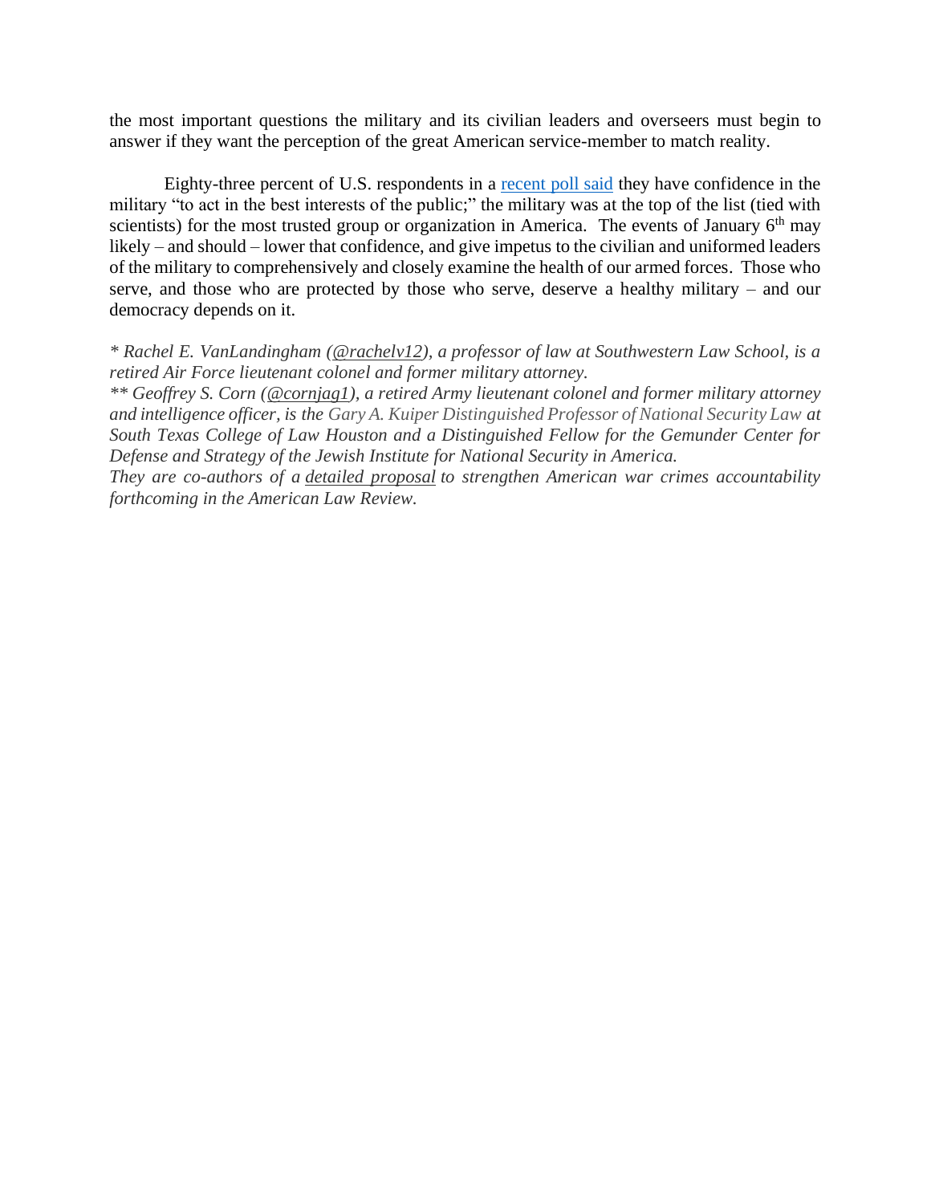the most important questions the military and its civilian leaders and overseers must begin to answer if they want the perception of the great American service-member to match reality.

Eighty-three percent of U.S. respondents in a [recent poll said](#) they have confidence in the military "to act in the best interests of the public;" the military was at the top of the list (tied with scientists) for the most trusted group or organization in America. The events of January 6th may likely – and should – lower that confidence, and give impetus to the civilian and uniformed leaders of the military to comprehensively and closely examine the health of our armed forces. Those who serve, and those who are protected by those who serve, deserve a healthy military – and our democracy depends on it.

*\* Rachel E. VanLandingham (@rachelv12), a professor of law at Southwestern Law School, is a retired Air Force lieutenant colonel and former military attorney.*

*\*\* Geoffrey S. Corn (@cornjag1), a retired Army lieutenant colonel and former military attorney and intelligence officer, is the Gary A. Kuiper Distinguished Professor of National Security Law at South Texas College of Law Houston and a Distinguished Fellow for the Gemunder Center for Defense and Strategy of the Jewish Institute for National Security in America.*

*They are co-authors of a detailed proposal to strengthen American war crimes accountability forthcoming in the American Law Review.*